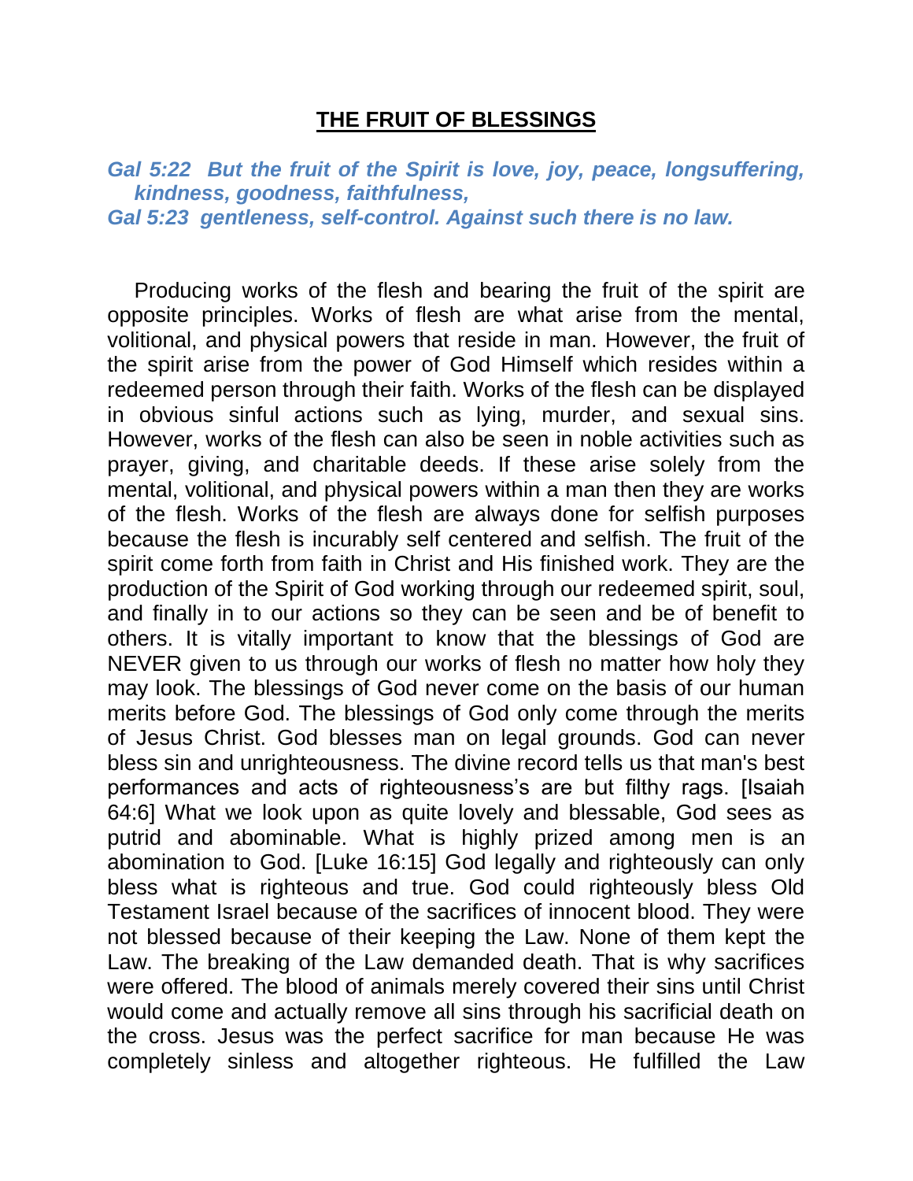# THE FRUIT OF BLESSINGS

***Gal 5:22 But the fruit of the Spirit is love, joy, peace, longsuffering, kindness, goodness, faithfulness,***
***Gal 5:23 gentleness, self-control. Against such there is no law.***

Producing works of the flesh and bearing the fruit of the spirit are opposite principles. Works of flesh are what arise from the mental, volitional, and physical powers that reside in man. However, the fruit of the spirit arise from the power of God Himself which resides within a redeemed person through their faith. Works of the flesh can be displayed in obvious sinful actions such as lying, murder, and sexual sins. However, works of the flesh can also be seen in noble activities such as prayer, giving, and charitable deeds. If these arise solely from the mental, volitional, and physical powers within a man then they are works of the flesh. Works of the flesh are always done for selfish purposes because the flesh is incurably self centered and selfish. The fruit of the spirit come forth from faith in Christ and His finished work. They are the production of the Spirit of God working through our redeemed spirit, soul, and finally in to our actions so they can be seen and be of benefit to others. It is vitally important to know that the blessings of God are NEVER given to us through our works of flesh no matter how holy they may look. The blessings of God never come on the basis of our human merits before God. The blessings of God only come through the merits of Jesus Christ. God blesses man on legal grounds. God can never bless sin and unrighteousness. The divine record tells us that man's best performances and acts of righteousness's are but filthy rags. [Isaiah 64:6] What we look upon as quite lovely and blessable, God sees as putrid and abominable. What is highly prized among men is an abomination to God. [Luke 16:15] God legally and righteously can only bless what is righteous and true. God could righteously bless Old Testament Israel because of the sacrifices of innocent blood. They were not blessed because of their keeping the Law. None of them kept the Law. The breaking of the Law demanded death. That is why sacrifices were offered. The blood of animals merely covered their sins until Christ would come and actually remove all sins through his sacrificial death on the cross. Jesus was the perfect sacrifice for man because He was completely sinless and altogether righteous. He fulfilled the Law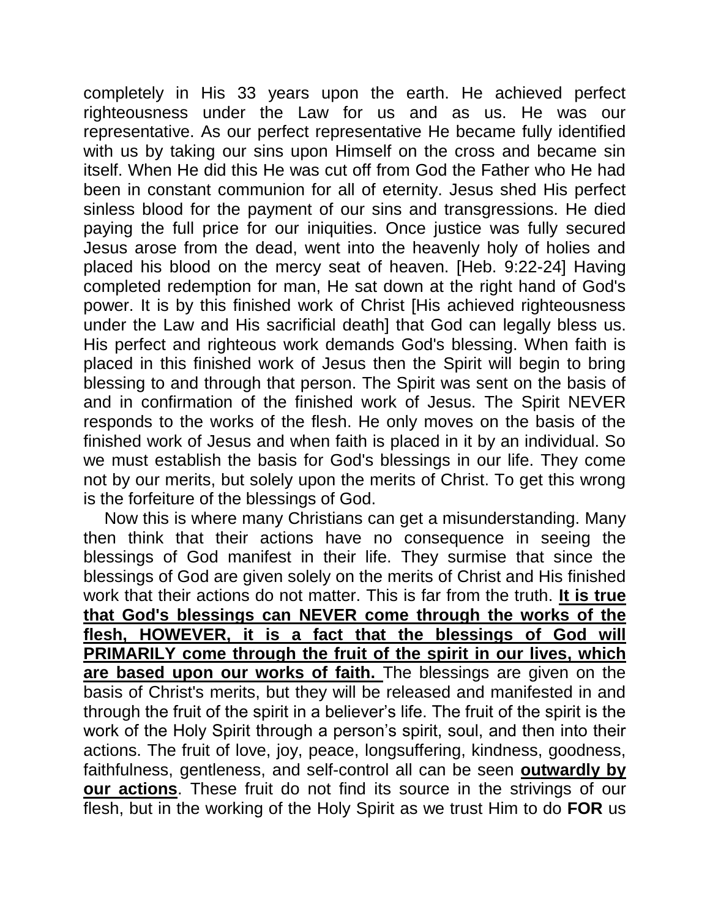completely in His 33 years upon the earth. He achieved perfect righteousness under the Law for us and as us. He was our representative. As our perfect representative He became fully identified with us by taking our sins upon Himself on the cross and became sin itself. When He did this He was cut off from God the Father who He had been in constant communion for all of eternity. Jesus shed His perfect sinless blood for the payment of our sins and transgressions. He died paying the full price for our iniquities. Once justice was fully secured Jesus arose from the dead, went into the heavenly holy of holies and placed his blood on the mercy seat of heaven. [Heb. 9:22-24] Having completed redemption for man, He sat down at the right hand of God's power. It is by this finished work of Christ [His achieved righteousness under the Law and His sacrificial death] that God can legally bless us. His perfect and righteous work demands God's blessing. When faith is placed in this finished work of Jesus then the Spirit will begin to bring blessing to and through that person. The Spirit was sent on the basis of and in confirmation of the finished work of Jesus. The Spirit NEVER responds to the works of the flesh. He only moves on the basis of the finished work of Jesus and when faith is placed in it by an individual. So we must establish the basis for God's blessings in our life. They come not by our merits, but solely upon the merits of Christ. To get this wrong is the forfeiture of the blessings of God.

Now this is where many Christians can get a misunderstanding. Many then think that their actions have no consequence in seeing the blessings of God manifest in their life. They surmise that since the blessings of God are given solely on the merits of Christ and His finished work that their actions do not matter. This is far from the truth. **It is true that God's blessings can NEVER come through the works of the flesh, HOWEVER, it is a fact that the blessings of God will PRIMARILY come through the fruit of the spirit in our lives, which are based upon our works of faith.** The blessings are given on the basis of Christ's merits, but they will be released and manifested in and through the fruit of the spirit in a believer's life. The fruit of the spirit is the work of the Holy Spirit through a person's spirit, soul, and then into their actions. The fruit of love, joy, peace, longsuffering, kindness, goodness, faithfulness, gentleness, and self-control all can be seen **outwardly by our actions**. These fruit do not find its source in the strivings of our flesh, but in the working of the Holy Spirit as we trust Him to do **FOR** us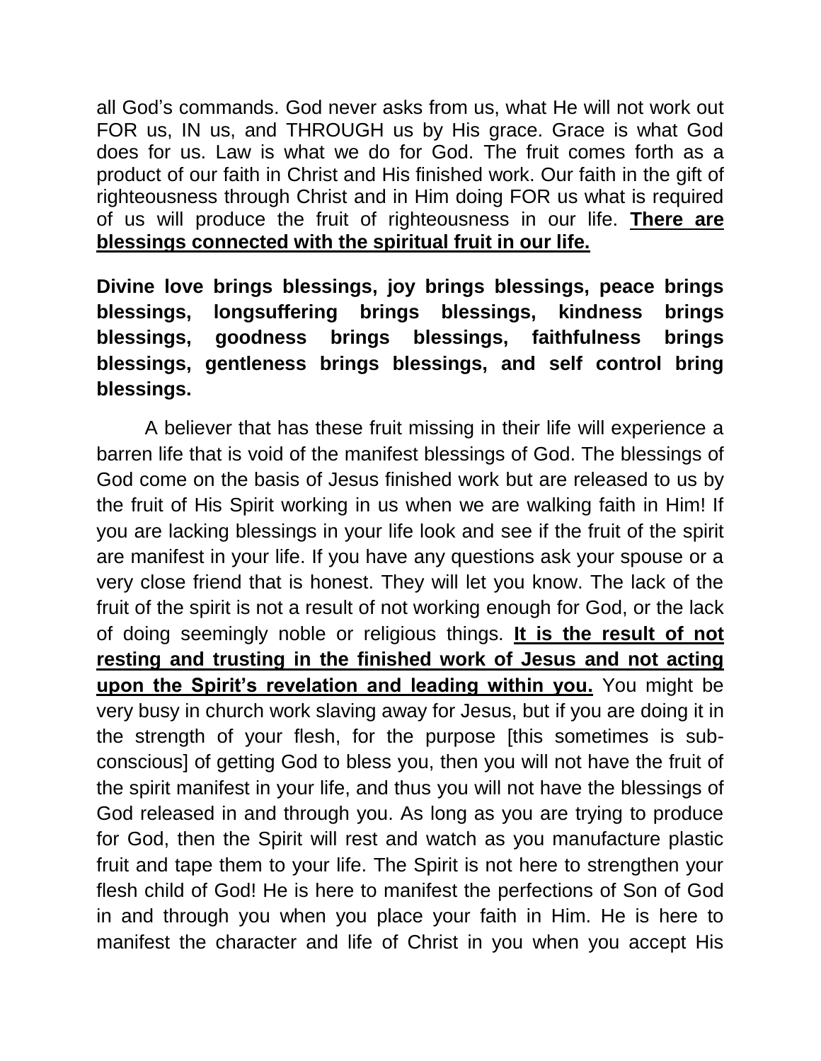all God's commands. God never asks from us, what He will not work out FOR us, IN us, and THROUGH us by His grace. Grace is what God does for us. Law is what we do for God. The fruit comes forth as a product of our faith in Christ and His finished work. Our faith in the gift of righteousness through Christ and in Him doing FOR us what is required of us will produce the fruit of righteousness in our life. **There are blessings connected with the spiritual fruit in our life.**

**Divine love brings blessings, joy brings blessings, peace brings blessings, longsuffering brings blessings, kindness brings blessings, goodness brings blessings, faithfulness brings blessings, gentleness brings blessings, and self control bring blessings.**

A believer that has these fruit missing in their life will experience a barren life that is void of the manifest blessings of God. The blessings of God come on the basis of Jesus finished work but are released to us by the fruit of His Spirit working in us when we are walking faith in Him! If you are lacking blessings in your life look and see if the fruit of the spirit are manifest in your life. If you have any questions ask your spouse or a very close friend that is honest. They will let you know. The lack of the fruit of the spirit is not a result of not working enough for God, or the lack of doing seemingly noble or religious things. **It is the result of not resting and trusting in the finished work of Jesus and not acting upon the Spirit's revelation and leading within you.** You might be very busy in church work slaving away for Jesus, but if you are doing it in the strength of your flesh, for the purpose [this sometimes is sub-conscious] of getting God to bless you, then you will not have the fruit of the spirit manifest in your life, and thus you will not have the blessings of God released in and through you. As long as you are trying to produce for God, then the Spirit will rest and watch as you manufacture plastic fruit and tape them to your life. The Spirit is not here to strengthen your flesh child of God! He is here to manifest the perfections of Son of God in and through you when you place your faith in Him. He is here to manifest the character and life of Christ in you when you accept His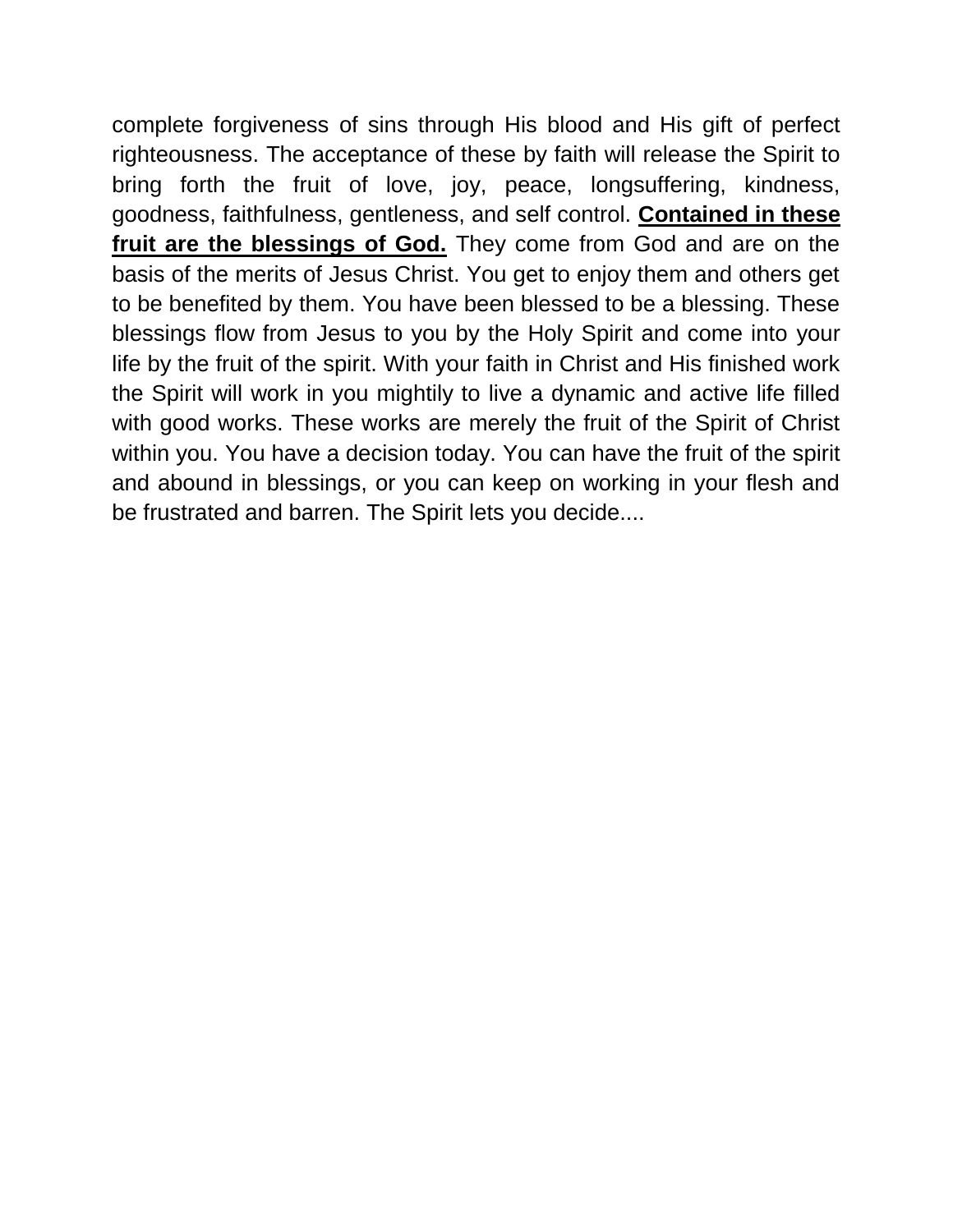complete forgiveness of sins through His blood and His gift of perfect righteousness. The acceptance of these by faith will release the Spirit to bring forth the fruit of love, joy, peace, longsuffering, kindness, goodness, faithfulness, gentleness, and self control. <u>**Contained in these fruit are the blessings of God.**</u> They come from God and are on the basis of the merits of Jesus Christ. You get to enjoy them and others get to be benefited by them. You have been blessed to be a blessing. These blessings flow from Jesus to you by the Holy Spirit and come into your life by the fruit of the spirit. With your faith in Christ and His finished work the Spirit will work in you mightily to live a dynamic and active life filled with good works. These works are merely the fruit of the Spirit of Christ within you. You have a decision today. You can have the fruit of the spirit and abound in blessings, or you can keep on working in your flesh and be frustrated and barren. The Spirit lets you decide....